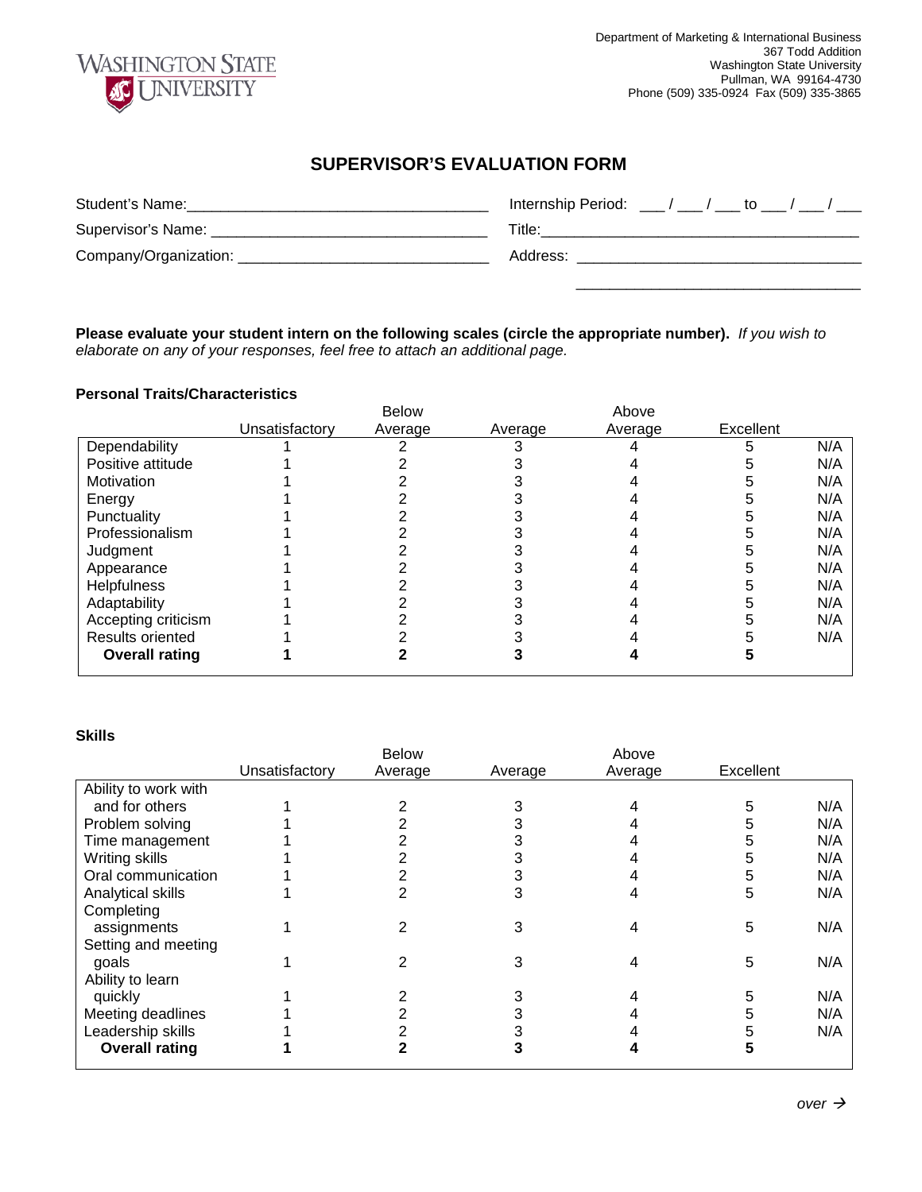Washington State University

Department of Marketing & International Business
367 Todd Addition
Washington State University
Pullman, WA 99164-4730
Phone (509) 335-0924 Fax (509) 335-3865

# SUPERVISOR'S EVALUATION FORM

Student's Name:___________________________________ Internship Period: ___ / ___ / ___ to ___ / ___ / ___

Supervisor's Name: ________________________________ Title:_______________________________________

Company/Organization: _____________________________ Address: __________________________________

__________________________________

**Please evaluate your student intern on the following scales (circle the appropriate number).** *If you wish to elaborate on any of your responses, feel free to attach an additional page.*

**Personal Traits/Characteristics**

| | Unsatisfactory | Below Average | Average | Above Average | Excellent | |
|---|---|---|---|---|---|---|
| Dependability | 1 | 2 | 3 | 4 | 5 | N/A |
| Positive attitude | 1 | 2 | 3 | 4 | 5 | N/A |
| Motivation | 1 | 2 | 3 | 4 | 5 | N/A |
| Energy | 1 | 2 | 3 | 4 | 5 | N/A |
| Punctuality | 1 | 2 | 3 | 4 | 5 | N/A |
| Professionalism | 1 | 2 | 3 | 4 | 5 | N/A |
| Judgment | 1 | 2 | 3 | 4 | 5 | N/A |
| Appearance | 1 | 2 | 3 | 4 | 5 | N/A |
| Helpfulness | 1 | 2 | 3 | 4 | 5 | N/A |
| Adaptability | 1 | 2 | 3 | 4 | 5 | N/A |
| Accepting criticism | 1 | 2 | 3 | 4 | 5 | N/A |
| Results oriented | 1 | 2 | 3 | 4 | 5 | N/A |
| **Overall rating** | **1** | **2** | **3** | **4** | **5** | |

**Skills**

| | Unsatisfactory | Below Average | Average | Above Average | Excellent | |
|---|---|---|---|---|---|---|
| Ability to work with and for others | 1 | 2 | 3 | 4 | 5 | N/A |
| Problem solving | 1 | 2 | 3 | 4 | 5 | N/A |
| Time management | 1 | 2 | 3 | 4 | 5 | N/A |
| Writing skills | 1 | 2 | 3 | 4 | 5 | N/A |
| Oral communication | 1 | 2 | 3 | 4 | 5 | N/A |
| Analytical skills | 1 | 2 | 3 | 4 | 5 | N/A |
| Completing assignments | 1 | 2 | 3 | 4 | 5 | N/A |
| Setting and meeting goals | 1 | 2 | 3 | 4 | 5 | N/A |
| Ability to learn quickly | 1 | 2 | 3 | 4 | 5 | N/A |
| Meeting deadlines | 1 | 2 | 3 | 4 | 5 | N/A |
| Leadership skills | 1 | 2 | 3 | 4 | 5 | N/A |
| **Overall rating** | **1** | **2** | **3** | **4** | **5** | |

*over* →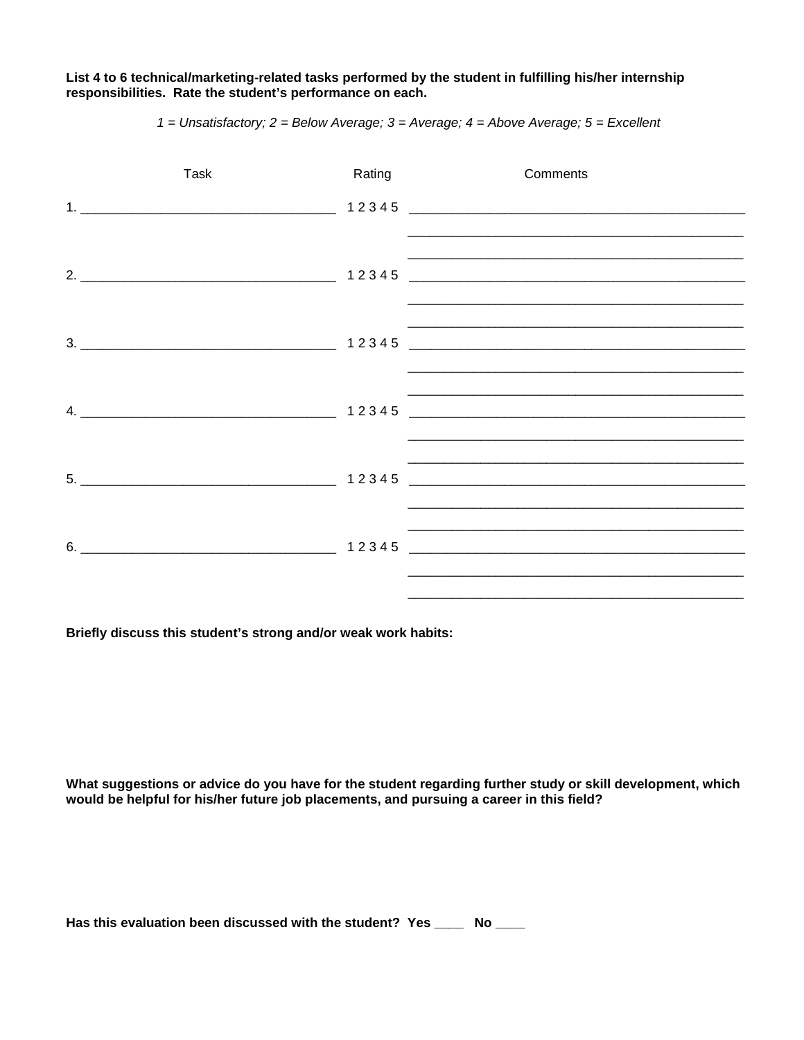**List 4 to 6 technical/marketing-related tasks performed by the student in fulfilling his/her internship responsibilities. Rate the student's performance on each.**

*1 = Unsatisfactory; 2 = Below Average; 3 = Average; 4 = Above Average; 5 = Excellent*

| Task | Rating | Comments |
|---|---|---|
| 1. ___________________________________ | 1 2 3 4 5 | _______________________________________________ |
| | | _______________________________________________ |
| | | _______________________________________________ |
| 2. ___________________________________ | 1 2 3 4 5 | _______________________________________________ |
| | | _______________________________________________ |
| | | _______________________________________________ |
| 3. ___________________________________ | 1 2 3 4 5 | _______________________________________________ |
| | | _______________________________________________ |
| | | _______________________________________________ |
| 4. ___________________________________ | 1 2 3 4 5 | _______________________________________________ |
| | | _______________________________________________ |
| | | _______________________________________________ |
| 5. ___________________________________ | 1 2 3 4 5 | _______________________________________________ |
| | | _______________________________________________ |
| | | _______________________________________________ |
| 6. ___________________________________ | 1 2 3 4 5 | _______________________________________________ |
| | | _______________________________________________ |
| | | _______________________________________________ |

**Briefly discuss this student's strong and/or weak work habits:**

**What suggestions or advice do you have for the student regarding further study or skill development, which would be helpful for his/her future job placements, and pursuing a career in this field?**

**Has this evaluation been discussed with the student? Yes ____ No ____**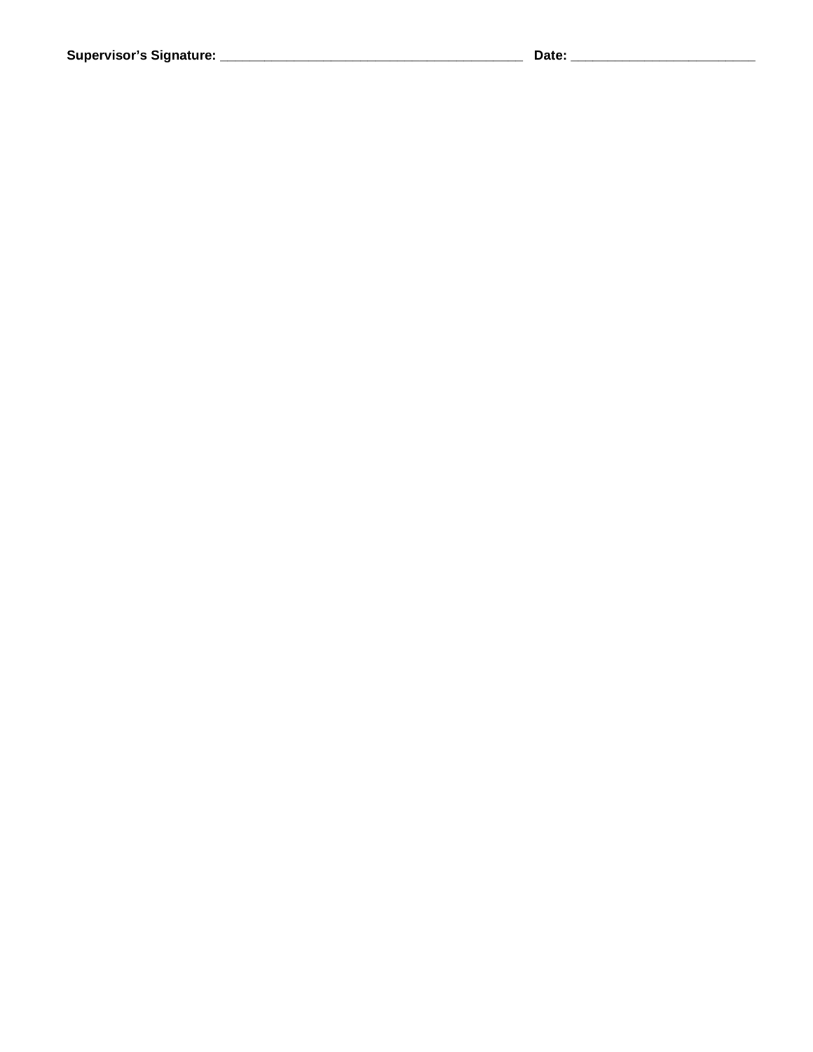**Supervisor's Signature:** ___________________________________________ **Date:** __________________________